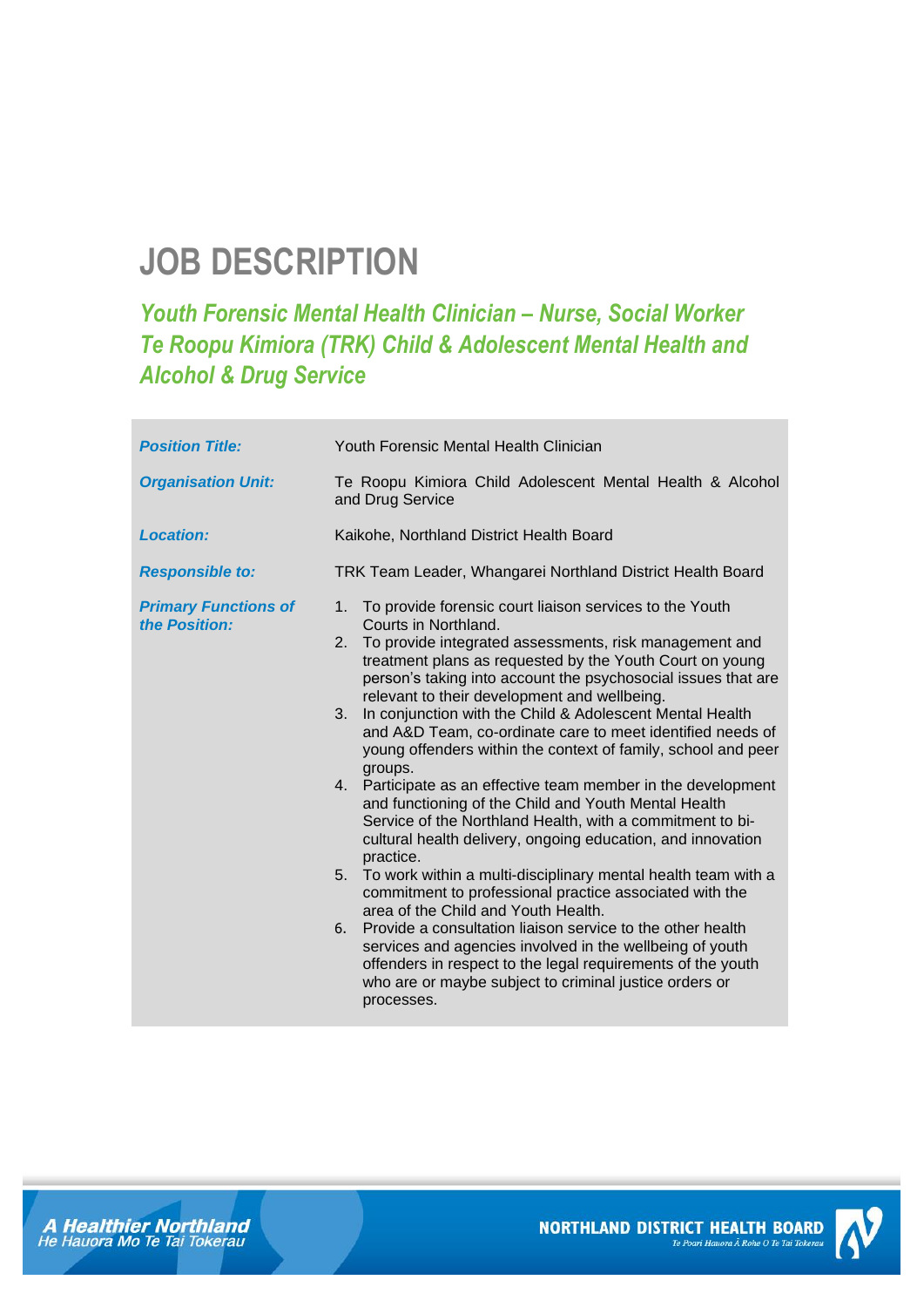# JOB DESCRIPTION

## *Youth Forensic Mental Health Clinician – Nurse, Social Worker Te Roopu Kimiora (TRK) Child & Adolescent Mental Health and Alcohol & Drug Service*

| | |
|---|---|
| ***Position Title:*** | Youth Forensic Mental Health Clinician |
| ***Organisation Unit:*** | Te Roopu Kimiora Child Adolescent Mental Health & Alcohol and Drug Service |
| ***Location:*** | Kaikohe, Northland District Health Board |
| ***Responsible to:*** | TRK Team Leader, Whangarei Northland District Health Board |
| ***Primary Functions of the Position:*** | 1. To provide forensic court liaison services to the Youth Courts in Northland.<br>2. To provide integrated assessments, risk management and treatment plans as requested by the Youth Court on young person's taking into account the psychosocial issues that are relevant to their development and wellbeing.<br>3. In conjunction with the Child & Adolescent Mental Health and A&D Team, co-ordinate care to meet identified needs of young offenders within the context of family, school and peer groups.<br>4. Participate as an effective team member in the development and functioning of the Child and Youth Mental Health Service of the Northland Health, with a commitment to bi-cultural health delivery, ongoing education, and innovation practice.<br>5. To work within a multi-disciplinary mental health team with a commitment to professional practice associated with the area of the Child and Youth Health.<br>6. Provide a consultation liaison service to the other health services and agencies involved in the wellbeing of youth offenders in respect to the legal requirements of the youth who are or maybe subject to criminal justice orders or processes. |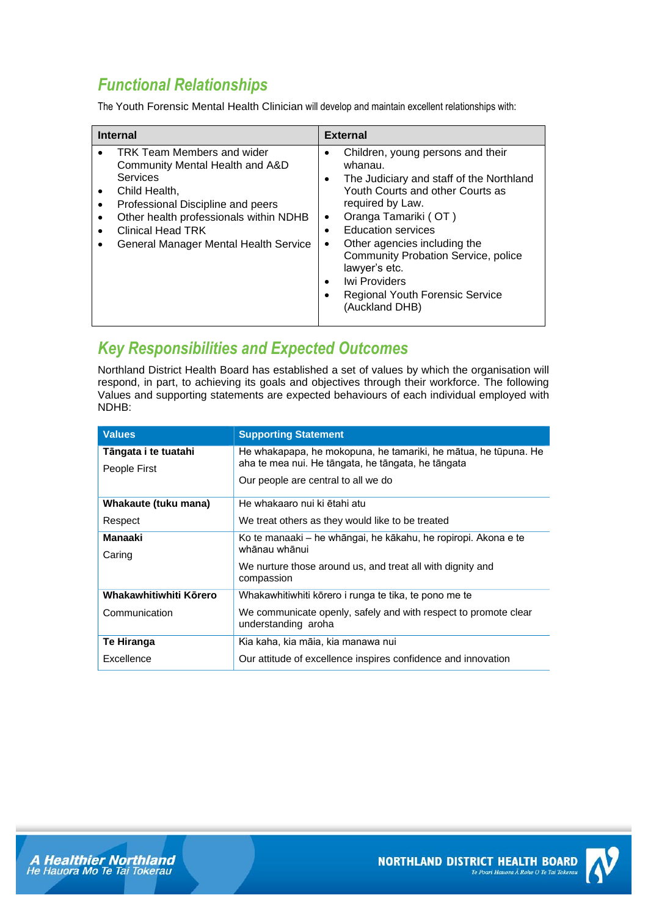## Functional Relationships

The Youth Forensic Mental Health Clinician will develop and maintain excellent relationships with:

| Internal | External |
|---|---|
| • TRK Team Members and wider Community Mental Health and A&D Services<br>• Child Health,<br>• Professional Discipline and peers<br>• Other health professionals within NDHB<br>• Clinical Head TRK<br>• General Manager Mental Health Service | • Children, young persons and their whanau.<br>• The Judiciary and staff of the Northland Youth Courts and other Courts as required by Law.<br>• Oranga Tamariki ( OT )<br>• Education services<br>• Other agencies including the Community Probation Service, police lawyer's etc.<br>• Iwi Providers<br>• Regional Youth Forensic Service (Auckland DHB) |

## Key Responsibilities and Expected Outcomes

Northland District Health Board has established a set of values by which the organisation will respond, in part, to achieving its goals and objectives through their workforce. The following Values and supporting statements are expected behaviours of each individual employed with NDHB:

| Values | Supporting Statement |
|---|---|
| **Tāngata i te tuatahi**<br>People First | He whakapapa, he mokopuna, he tamariki, he mātua, he tūpuna. He aha te mea nui. He tāngata, he tāngata, he tāngata<br>Our people are central to all we do |
| **Whakaute (tuku mana)**<br>Respect | He whakaaro nui ki ētahi atu<br>We treat others as they would like to be treated |
| **Manaaki**<br>Caring | Ko te manaaki – he whāngai, he kākahu, he ropiropi. Akona e te whānau whānui<br>We nurture those around us, and treat all with dignity and compassion |
| **Whakawhitiwhiti Kōrero**<br>Communication | Whakawhitiwhiti kōrero i runga te tika, te pono me te<br>We communicate openly, safely and with respect to promote clear understanding aroha |
| **Te Hiranga**<br>Excellence | Kia kaha, kia māia, kia manawa nui<br>Our attitude of excellence inspires confidence and innovation |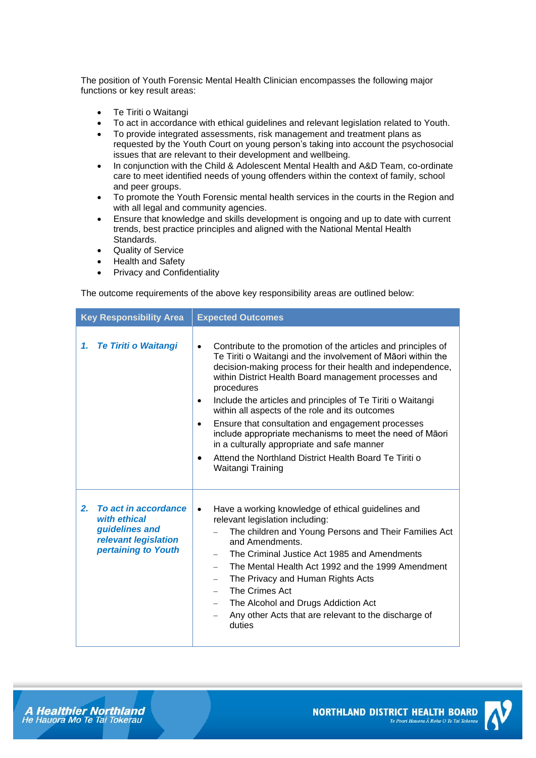The position of Youth Forensic Mental Health Clinician encompasses the following major functions or key result areas:

- Te Tiriti o Waitangi
- To act in accordance with ethical guidelines and relevant legislation related to Youth.
- To provide integrated assessments, risk management and treatment plans as requested by the Youth Court on young person's taking into account the psychosocial issues that are relevant to their development and wellbeing.
- In conjunction with the Child & Adolescent Mental Health and A&D Team, co-ordinate care to meet identified needs of young offenders within the context of family, school and peer groups.
- To promote the Youth Forensic mental health services in the courts in the Region and with all legal and community agencies.
- Ensure that knowledge and skills development is ongoing and up to date with current trends, best practice principles and aligned with the National Mental Health Standards.
- Quality of Service
- Health and Safety
- Privacy and Confidentiality

The outcome requirements of the above key responsibility areas are outlined below:

| Key Responsibility Area | Expected Outcomes |
|---|---|
| ***1. Te Tiriti o Waitangi*** | • Contribute to the promotion of the articles and principles of Te Tiriti o Waitangi and the involvement of Māori within the decision-making process for their health and independence, within District Health Board management processes and procedures<br>• Include the articles and principles of Te Tiriti o Waitangi within all aspects of the role and its outcomes<br>• Ensure that consultation and engagement processes include appropriate mechanisms to meet the need of Māori in a culturally appropriate and safe manner<br>• Attend the Northland District Health Board Te Tiriti o Waitangi Training |
| ***2. To act in accordance with ethical guidelines and relevant legislation pertaining to Youth*** | • Have a working knowledge of ethical guidelines and relevant legislation including:<br>– The children and Young Persons and Their Families Act and Amendments.<br>– The Criminal Justice Act 1985 and Amendments<br>– The Mental Health Act 1992 and the 1999 Amendment<br>– The Privacy and Human Rights Acts<br>– The Crimes Act<br>– The Alcohol and Drugs Addiction Act<br>– Any other Acts that are relevant to the discharge of duties |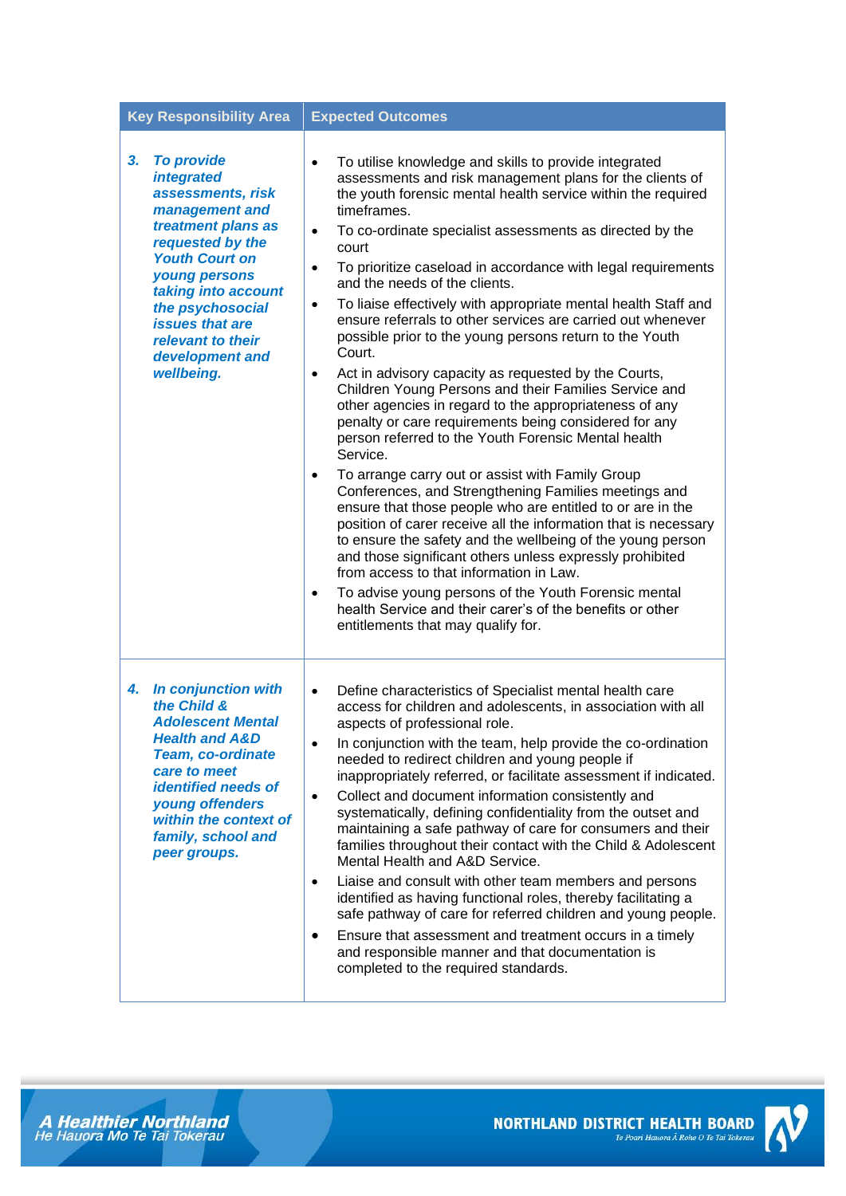| Key Responsibility Area | Expected Outcomes |
|---|---|
| ***3. To provide integrated assessments, risk management and treatment plans as requested by the Youth Court on young persons taking into account the psychosocial issues that are relevant to their development and wellbeing.*** | • To utilise knowledge and skills to provide integrated assessments and risk management plans for the clients of the youth forensic mental health service within the required timeframes.<br>• To co-ordinate specialist assessments as directed by the court<br>• To prioritize caseload in accordance with legal requirements and the needs of the clients.<br>• To liaise effectively with appropriate mental health Staff and ensure referrals to other services are carried out whenever possible prior to the young persons return to the Youth Court.<br>• Act in advisory capacity as requested by the Courts, Children Young Persons and their Families Service and other agencies in regard to the appropriateness of any penalty or care requirements being considered for any person referred to the Youth Forensic Mental health Service.<br>• To arrange carry out or assist with Family Group Conferences, and Strengthening Families meetings and ensure that those people who are entitled to or are in the position of carer receive all the information that is necessary to ensure the safety and the wellbeing of the young person and those significant others unless expressly prohibited from access to that information in Law.<br>• To advise young persons of the Youth Forensic mental health Service and their carer's of the benefits or other entitlements that may qualify for. |
| ***4. In conjunction with the Child & Adolescent Mental Health and A&D Team, co-ordinate care to meet identified needs of young offenders within the context of family, school and peer groups.*** | • Define characteristics of Specialist mental health care access for children and adolescents, in association with all aspects of professional role.<br>• In conjunction with the team, help provide the co-ordination needed to redirect children and young people if inappropriately referred, or facilitate assessment if indicated.<br>• Collect and document information consistently and systematically, defining confidentiality from the outset and maintaining a safe pathway of care for consumers and their families throughout their contact with the Child & Adolescent Mental Health and A&D Service.<br>• Liaise and consult with other team members and persons identified as having functional roles, thereby facilitating a safe pathway of care for referred children and young people.<br>• Ensure that assessment and treatment occurs in a timely and responsible manner and that documentation is completed to the required standards. |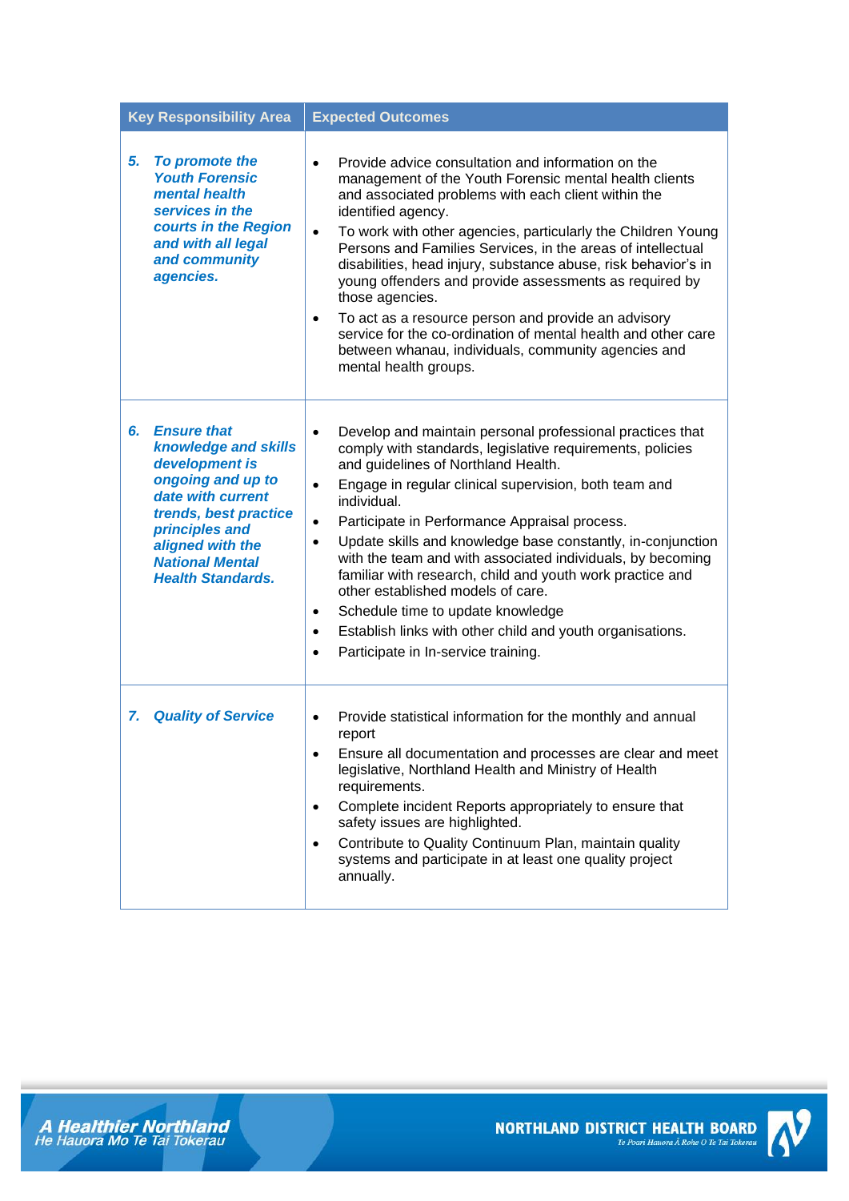| Key Responsibility Area | Expected Outcomes |
|---|---|
| ***5. To promote the Youth Forensic mental health services in the courts in the Region and with all legal and community agencies.*** | • Provide advice consultation and information on the management of the Youth Forensic mental health clients and associated problems with each client within the identified agency.<br>• To work with other agencies, particularly the Children Young Persons and Families Services, in the areas of intellectual disabilities, head injury, substance abuse, risk behavior's in young offenders and provide assessments as required by those agencies.<br>• To act as a resource person and provide an advisory service for the co-ordination of mental health and other care between whanau, individuals, community agencies and mental health groups. |
| ***6. Ensure that knowledge and skills development is ongoing and up to date with current trends, best practice principles and aligned with the National Mental Health Standards.*** | • Develop and maintain personal professional practices that comply with standards, legislative requirements, policies and guidelines of Northland Health.<br>• Engage in regular clinical supervision, both team and individual.<br>• Participate in Performance Appraisal process.<br>• Update skills and knowledge base constantly, in-conjunction with the team and with associated individuals, by becoming familiar with research, child and youth work practice and other established models of care.<br>• Schedule time to update knowledge<br>• Establish links with other child and youth organisations.<br>• Participate in In-service training. |
| ***7. Quality of Service*** | • Provide statistical information for the monthly and annual report<br>• Ensure all documentation and processes are clear and meet legislative, Northland Health and Ministry of Health requirements.<br>• Complete incident Reports appropriately to ensure that safety issues are highlighted.<br>• Contribute to Quality Continuum Plan, maintain quality systems and participate in at least one quality project annually. |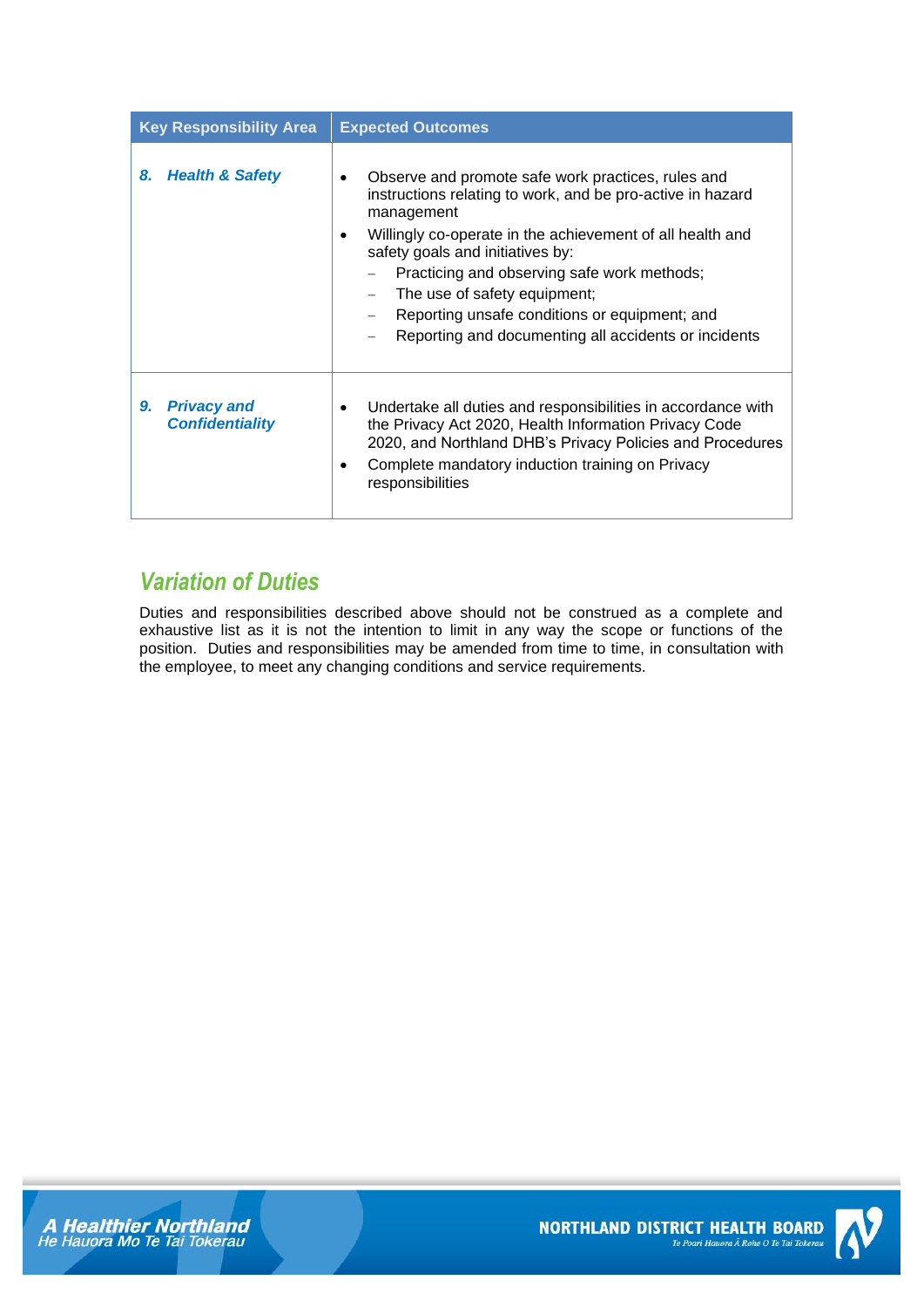| Key Responsibility Area | Expected Outcomes |
|---|---|
| ***8. Health & Safety*** | • Observe and promote safe work practices, rules and instructions relating to work, and be pro-active in hazard management<br>• Willingly co-operate in the achievement of all health and safety goals and initiatives by:<br>– Practicing and observing safe work methods;<br>– The use of safety equipment;<br>– Reporting unsafe conditions or equipment; and<br>– Reporting and documenting all accidents or incidents |
| ***9. Privacy and Confidentiality*** | • Undertake all duties and responsibilities in accordance with the Privacy Act 2020, Health Information Privacy Code 2020, and Northland DHB's Privacy Policies and Procedures<br>• Complete mandatory induction training on Privacy responsibilities |

## *Variation of Duties*

Duties and responsibilities described above should not be construed as a complete and exhaustive list as it is not the intention to limit in any way the scope or functions of the position. Duties and responsibilities may be amended from time to time, in consultation with the employee, to meet any changing conditions and service requirements.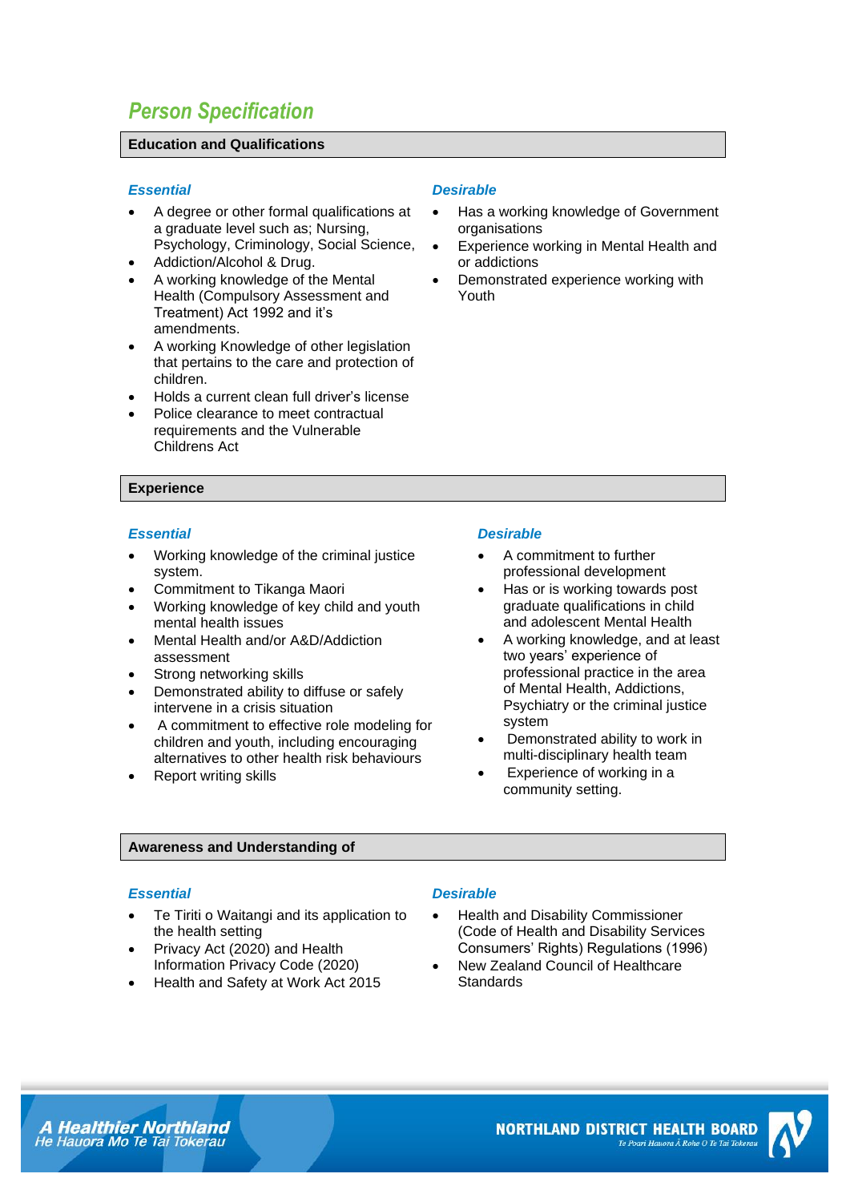## *Person Specification*

### Education and Qualifications

***Essential***

- A degree or other formal qualifications at a graduate level such as; Nursing, Psychology, Criminology, Social Science,
- Addiction/Alcohol & Drug.
- A working knowledge of the Mental Health (Compulsory Assessment and Treatment) Act 1992 and it's amendments.
- A working Knowledge of other legislation that pertains to the care and protection of children.
- Holds a current clean full driver's license
- Police clearance to meet contractual requirements and the Vulnerable Childrens Act

***Desirable***

- Has a working knowledge of Government organisations
- Experience working in Mental Health and or addictions
- Demonstrated experience working with Youth

### Experience

***Essential***

- Working knowledge of the criminal justice system.
- Commitment to Tikanga Maori
- Working knowledge of key child and youth mental health issues
- Mental Health and/or A&D/Addiction assessment
- Strong networking skills
- Demonstrated ability to diffuse or safely intervene in a crisis situation
- A commitment to effective role modeling for children and youth, including encouraging alternatives to other health risk behaviours
- Report writing skills

***Desirable***

- A commitment to further professional development
- Has or is working towards post graduate qualifications in child and adolescent Mental Health
- A working knowledge, and at least two years' experience of professional practice in the area of Mental Health, Addictions, Psychiatry or the criminal justice system
- Demonstrated ability to work in multi-disciplinary health team
- Experience of working in a community setting.

### Awareness and Understanding of

***Essential***

- Te Tiriti o Waitangi and its application to the health setting
- Privacy Act (2020) and Health Information Privacy Code (2020)
- Health and Safety at Work Act 2015

***Desirable***

- Health and Disability Commissioner (Code of Health and Disability Services Consumers' Rights) Regulations (1996)
- New Zealand Council of Healthcare Standards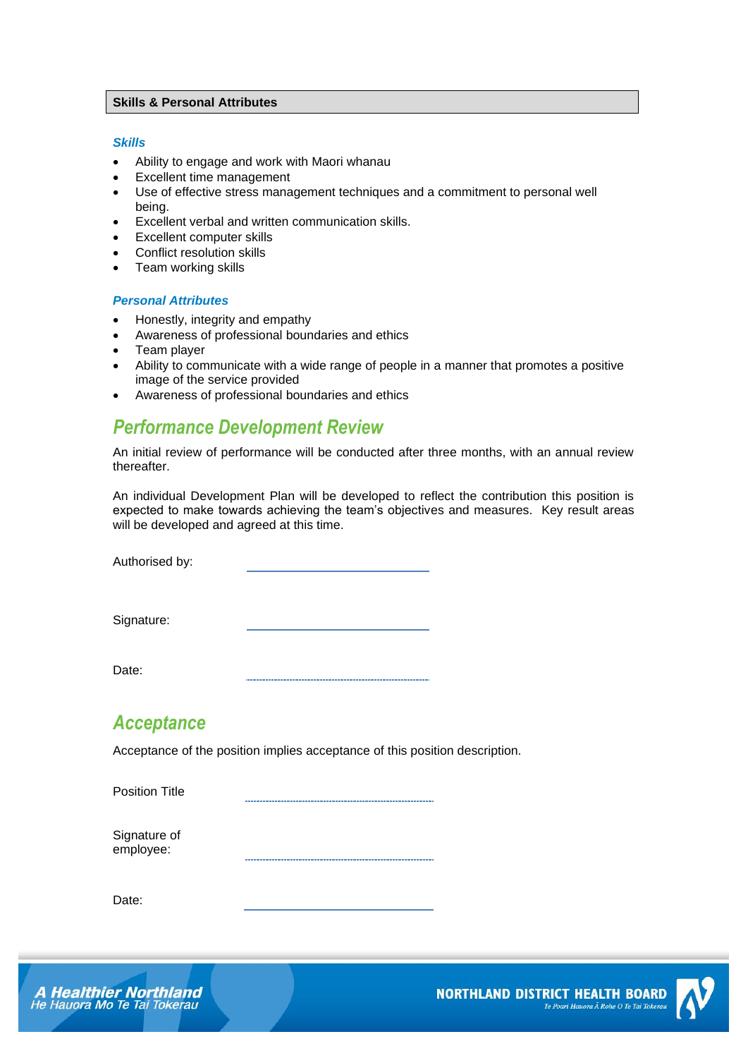## Skills & Personal Attributes

### *Skills*

- Ability to engage and work with Maori whanau
- Excellent time management
- Use of effective stress management techniques and a commitment to personal well being.
- Excellent verbal and written communication skills.
- Excellent computer skills
- Conflict resolution skills
- Team working skills

### *Personal Attributes*

- Honestly, integrity and empathy
- Awareness of professional boundaries and ethics
- Team player
- Ability to communicate with a wide range of people in a manner that promotes a positive image of the service provided
- Awareness of professional boundaries and ethics

## *Performance Development Review*

An initial review of performance will be conducted after three months, with an annual review thereafter.

An individual Development Plan will be developed to reflect the contribution this position is expected to make towards achieving the team's objectives and measures. Key result areas will be developed and agreed at this time.

Authorised by: ______________________

Signature: ______________________

Date: ......................................................

## *Acceptance*

Acceptance of the position implies acceptance of this position description.

Position Title ......................................................

Signature of employee: ......................................................

Date: ______________________